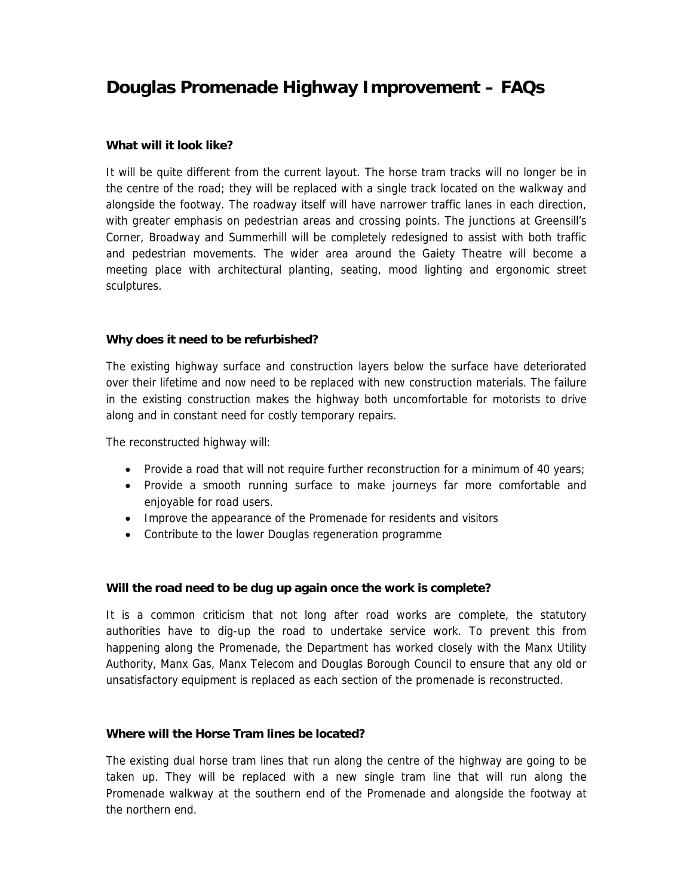# Douglas Promenade Highway Improvement – FAQs

**What will it look like?**

It will be quite different from the current layout. The horse tram tracks will no longer be in the centre of the road; they will be replaced with a single track located on the walkway and alongside the footway. The roadway itself will have narrower traffic lanes in each direction, with greater emphasis on pedestrian areas and crossing points. The junctions at Greensill's Corner, Broadway and Summerhill will be completely redesigned to assist with both traffic and pedestrian movements. The wider area around the Gaiety Theatre will become a meeting place with architectural planting, seating, mood lighting and ergonomic street sculptures.

**Why does it need to be refurbished?**

The existing highway surface and construction layers below the surface have deteriorated over their lifetime and now need to be replaced with new construction materials. The failure in the existing construction makes the highway both uncomfortable for motorists to drive along and in constant need for costly temporary repairs.

The reconstructed highway will:

- Provide a road that will not require further reconstruction for a minimum of 40 years;
- Provide a smooth running surface to make journeys far more comfortable and enjoyable for road users.
- Improve the appearance of the Promenade for residents and visitors
- Contribute to the lower Douglas regeneration programme

**Will the road need to be dug up again once the work is complete?**

It is a common criticism that not long after road works are complete, the statutory authorities have to dig-up the road to undertake service work. To prevent this from happening along the Promenade, the Department has worked closely with the Manx Utility Authority, Manx Gas, Manx Telecom and Douglas Borough Council to ensure that any old or unsatisfactory equipment is replaced as each section of the promenade is reconstructed.

**Where will the Horse Tram lines be located?**

The existing dual horse tram lines that run along the centre of the highway are going to be taken up. They will be replaced with a new single tram line that will run along the Promenade walkway at the southern end of the Promenade and alongside the footway at the northern end.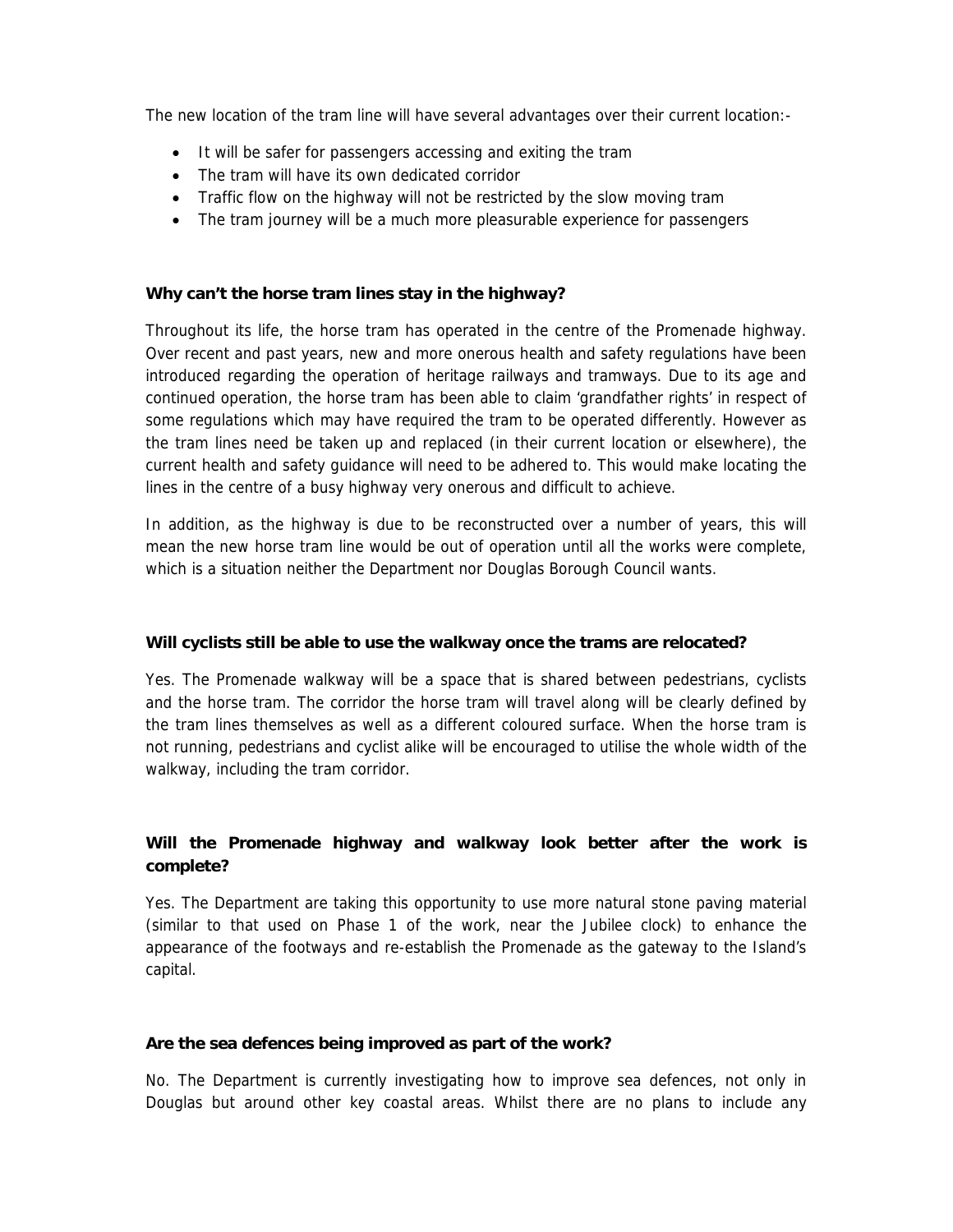The new location of the tram line will have several advantages over their current location:-

- It will be safer for passengers accessing and exiting the tram
- The tram will have its own dedicated corridor
- Traffic flow on the highway will not be restricted by the slow moving tram
- The tram journey will be a much more pleasurable experience for passengers

**Why can't the horse tram lines stay in the highway?**

Throughout its life, the horse tram has operated in the centre of the Promenade highway. Over recent and past years, new and more onerous health and safety regulations have been introduced regarding the operation of heritage railways and tramways. Due to its age and continued operation, the horse tram has been able to claim 'grandfather rights' in respect of some regulations which may have required the tram to be operated differently. However as the tram lines need be taken up and replaced (in their current location or elsewhere), the current health and safety guidance will need to be adhered to. This would make locating the lines in the centre of a busy highway very onerous and difficult to achieve.

In addition, as the highway is due to be reconstructed over a number of years, this will mean the new horse tram line would be out of operation until all the works were complete, which is a situation neither the Department nor Douglas Borough Council wants.

**Will cyclists still be able to use the walkway once the trams are relocated?**

Yes. The Promenade walkway will be a space that is shared between pedestrians, cyclists and the horse tram. The corridor the horse tram will travel along will be clearly defined by the tram lines themselves as well as a different coloured surface. When the horse tram is not running, pedestrians and cyclist alike will be encouraged to utilise the whole width of the walkway, including the tram corridor.

**Will the Promenade highway and walkway look better after the work is complete?**

Yes. The Department are taking this opportunity to use more natural stone paving material (similar to that used on Phase 1 of the work, near the Jubilee clock) to enhance the appearance of the footways and re-establish the Promenade as the gateway to the Island's capital.

**Are the sea defences being improved as part of the work?**

No. The Department is currently investigating how to improve sea defences, not only in Douglas but around other key coastal areas. Whilst there are no plans to include any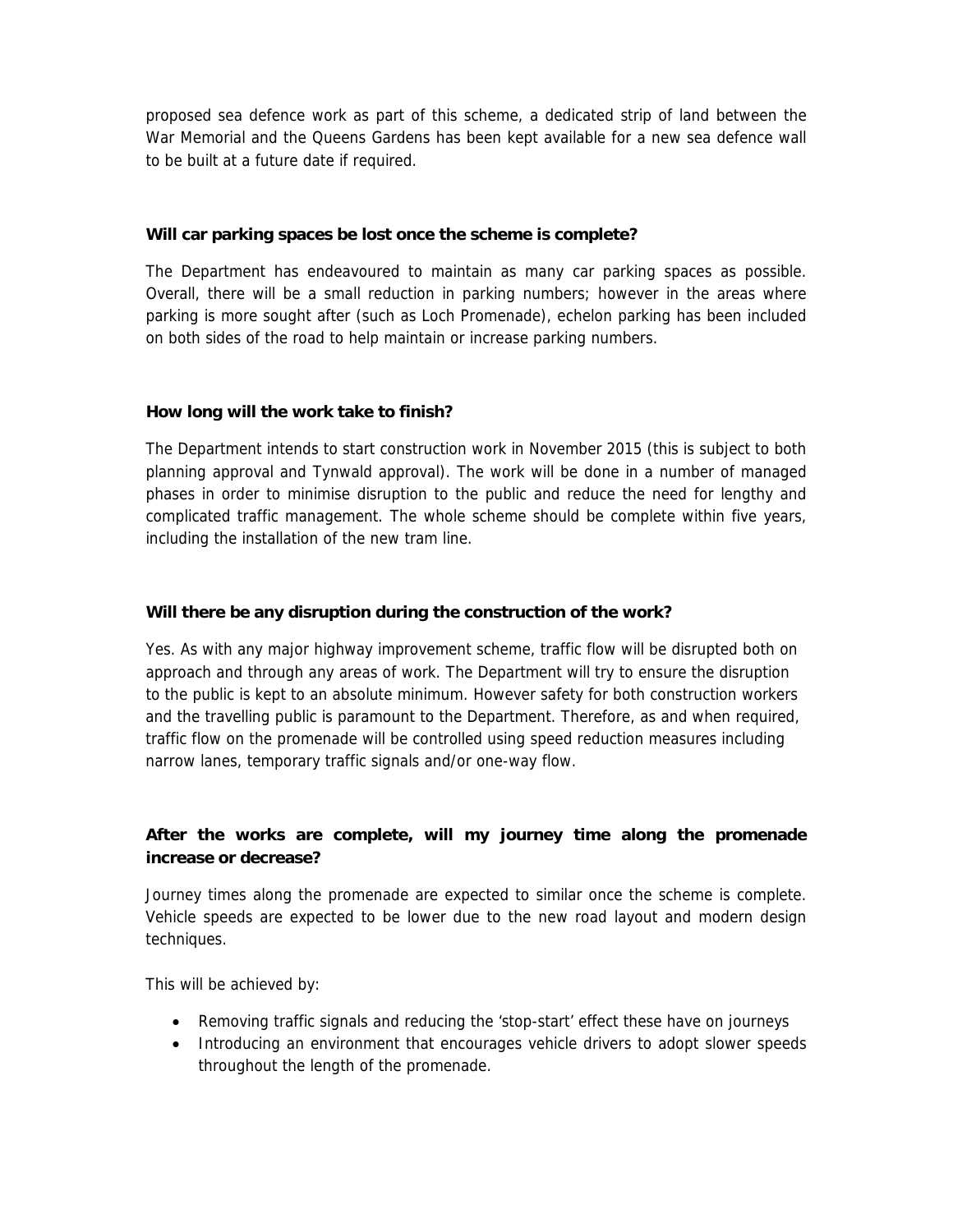proposed sea defence work as part of this scheme, a dedicated strip of land between the War Memorial and the Queens Gardens has been kept available for a new sea defence wall to be built at a future date if required.

**Will car parking spaces be lost once the scheme is complete?**

The Department has endeavoured to maintain as many car parking spaces as possible. Overall, there will be a small reduction in parking numbers; however in the areas where parking is more sought after (such as Loch Promenade), echelon parking has been included on both sides of the road to help maintain or increase parking numbers.

**How long will the work take to finish?**

The Department intends to start construction work in November 2015 (this is subject to both planning approval and Tynwald approval). The work will be done in a number of managed phases in order to minimise disruption to the public and reduce the need for lengthy and complicated traffic management. The whole scheme should be complete within five years, including the installation of the new tram line.

**Will there be any disruption during the construction of the work?**

Yes. As with any major highway improvement scheme, traffic flow will be disrupted both on approach and through any areas of work. The Department will try to ensure the disruption to the public is kept to an absolute minimum. However safety for both construction workers and the travelling public is paramount to the Department. Therefore, as and when required, traffic flow on the promenade will be controlled using speed reduction measures including narrow lanes, temporary traffic signals and/or one-way flow.

**After the works are complete, will my journey time along the promenade increase or decrease?**

Journey times along the promenade are expected to similar once the scheme is complete. Vehicle speeds are expected to be lower due to the new road layout and modern design techniques.

This will be achieved by:

- Removing traffic signals and reducing the 'stop-start' effect these have on journeys
- Introducing an environment that encourages vehicle drivers to adopt slower speeds throughout the length of the promenade.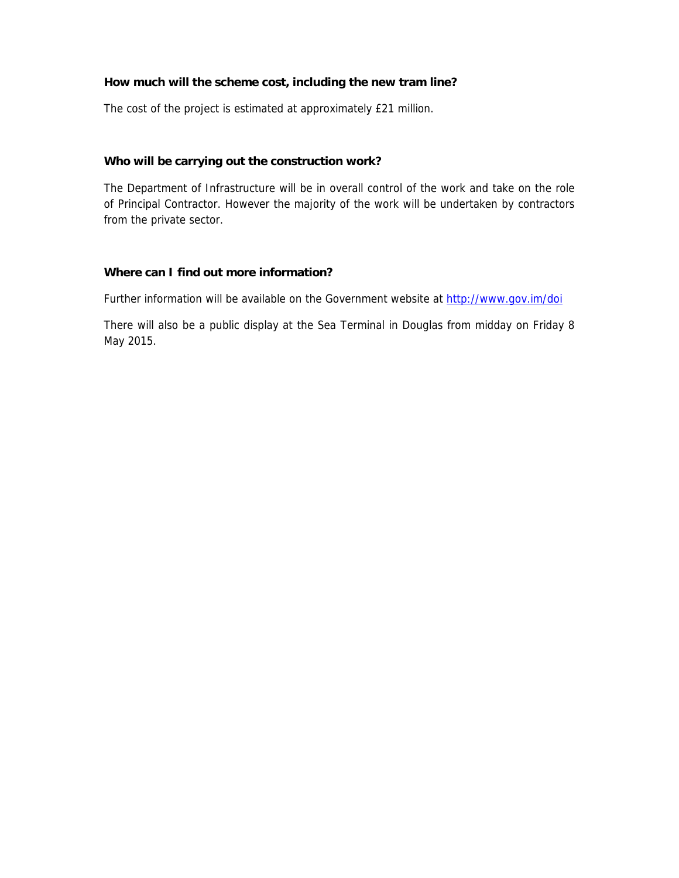**How much will the scheme cost, including the new tram line?**

The cost of the project is estimated at approximately £21 million.

**Who will be carrying out the construction work?**

The Department of Infrastructure will be in overall control of the work and take on the role of Principal Contractor. However the majority of the work will be undertaken by contractors from the private sector.

**Where can I find out more information?**

Further information will be available on the Government website at [http://www.gov.im/doi](http://www.gov.im/doi)

There will also be a public display at the Sea Terminal in Douglas from midday on Friday 8 May 2015.